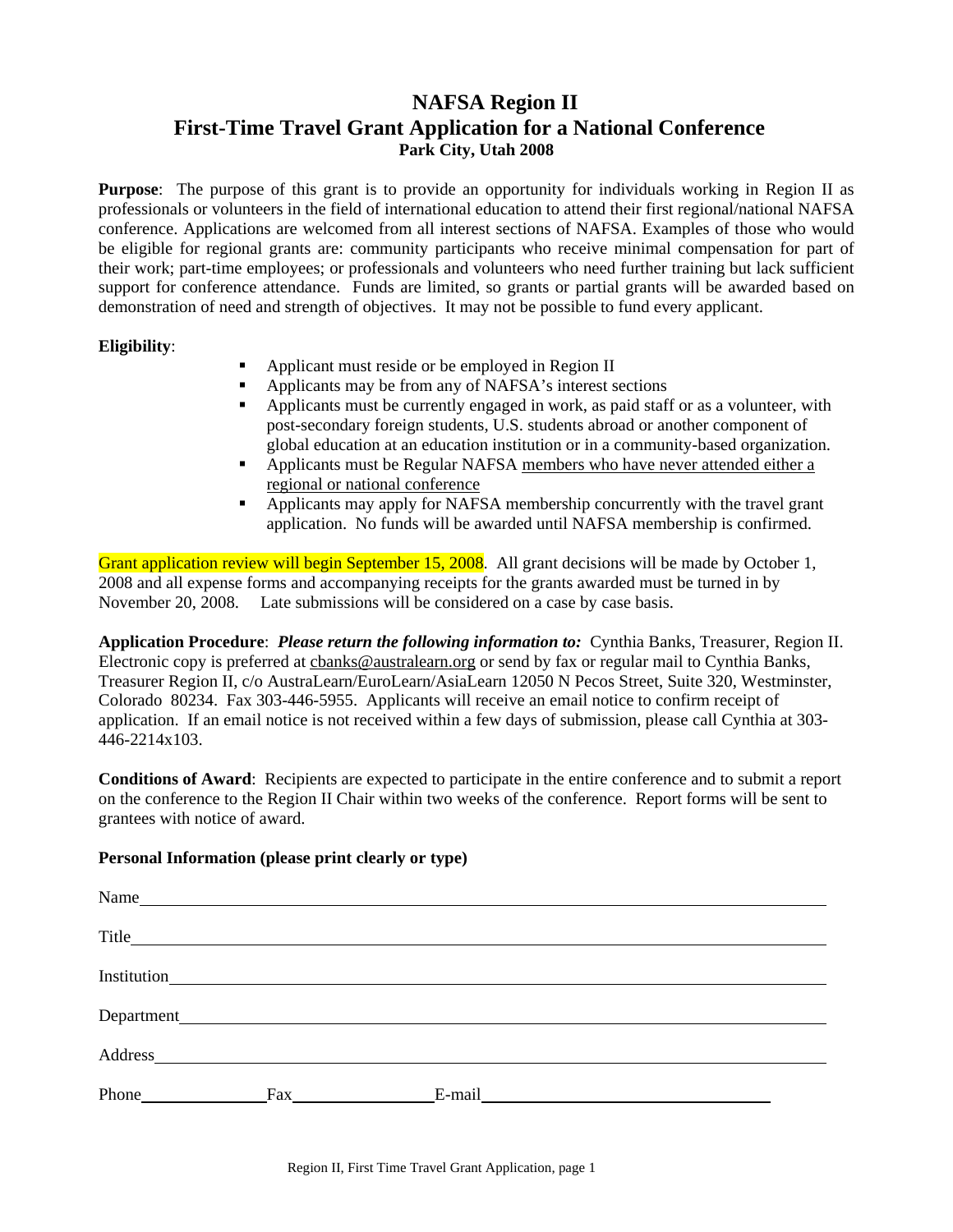# NAFSA Region II
# First-Time Travel Grant Application for a National Conference
### Park City, Utah 2008

**Purpose**: The purpose of this grant is to provide an opportunity for individuals working in Region II as professionals or volunteers in the field of international education to attend their first regional/national NAFSA conference. Applications are welcomed from all interest sections of NAFSA. Examples of those who would be eligible for regional grants are: community participants who receive minimal compensation for part of their work; part-time employees; or professionals and volunteers who need further training but lack sufficient support for conference attendance. Funds are limited, so grants or partial grants will be awarded based on demonstration of need and strength of objectives. It may not be possible to fund every applicant.

**Eligibility**:

- Applicant must reside or be employed in Region II
- Applicants may be from any of NAFSA's interest sections
- Applicants must be currently engaged in work, as paid staff or as a volunteer, with post-secondary foreign students, U.S. students abroad or another component of global education at an education institution or in a community-based organization.
- Applicants must be Regular NAFSA members who have never attended either a regional or national conference
- Applicants may apply for NAFSA membership concurrently with the travel grant application. No funds will be awarded until NAFSA membership is confirmed.

Grant application review will begin September 15, 2008. All grant decisions will be made by October 1, 2008 and all expense forms and accompanying receipts for the grants awarded must be turned in by November 20, 2008. Late submissions will be considered on a case by case basis.

**Application Procedure**: ***Please return the following information to:*** Cynthia Banks, Treasurer, Region II. Electronic copy is preferred at cbanks@australearn.org or send by fax or regular mail to Cynthia Banks, Treasurer Region II, c/o AustraLearn/EuroLearn/AsiaLearn 12050 N Pecos Street, Suite 320, Westminster, Colorado 80234. Fax 303-446-5955. Applicants will receive an email notice to confirm receipt of application. If an email notice is not received within a few days of submission, please call Cynthia at 303-446-2214x103.

**Conditions of Award**: Recipients are expected to participate in the entire conference and to submit a report on the conference to the Region II Chair within two weeks of the conference. Report forms will be sent to grantees with notice of award.

**Personal Information (please print clearly or type)**

Name ______________________________________________

Title ______________________________________________

Institution ______________________________________________

Department ______________________________________________

Address ______________________________________________

Phone ______________ Fax ______________ E-mail ______________________________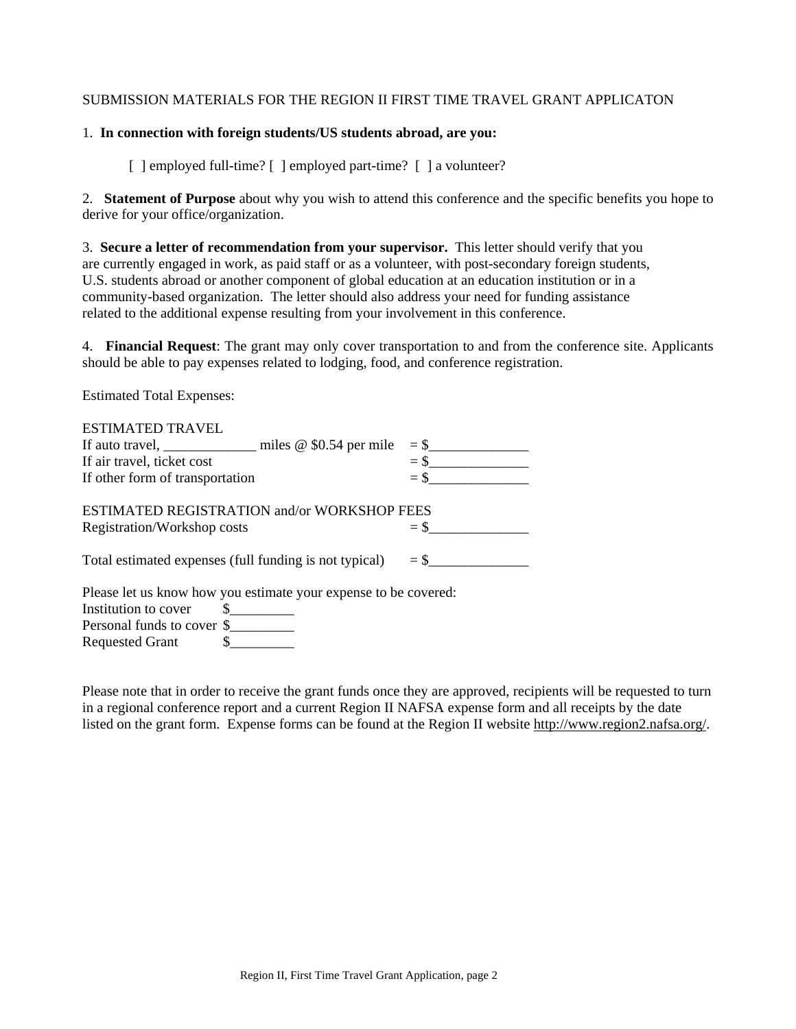SUBMISSION MATERIALS FOR THE REGION II FIRST TIME TRAVEL GRANT APPLICATON

1. **In connection with foreign students/US students abroad, are you:**

[ ] employed full-time? [ ] employed part-time? [ ] a volunteer?

2. **Statement of Purpose** about why you wish to attend this conference and the specific benefits you hope to derive for your office/organization.

3. **Secure a letter of recommendation from your supervisor.** This letter should verify that you are currently engaged in work, as paid staff or as a volunteer, with post-secondary foreign students, U.S. students abroad or another component of global education at an education institution or in a community-based organization. The letter should also address your need for funding assistance related to the additional expense resulting from your involvement in this conference.

4. **Financial Request**: The grant may only cover transportation to and from the conference site. Applicants should be able to pay expenses related to lodging, food, and conference registration.

Estimated Total Expenses:

ESTIMATED TRAVEL
If auto travel, _____________ miles @ $0.54 per mile = $______________
If air travel, ticket cost = $______________
If other form of transportation = $______________

ESTIMATED REGISTRATION and/or WORKSHOP FEES
Registration/Workshop costs = $______________

Total estimated expenses (full funding is not typical) = $______________

Please let us know how you estimate your expense to be covered:
Institution to cover $_________
Personal funds to cover $_________
Requested Grant $_________

Please note that in order to receive the grant funds once they are approved, recipients will be requested to turn in a regional conference report and a current Region II NAFSA expense form and all receipts by the date listed on the grant form. Expense forms can be found at the Region II website http://www.region2.nafsa.org/.